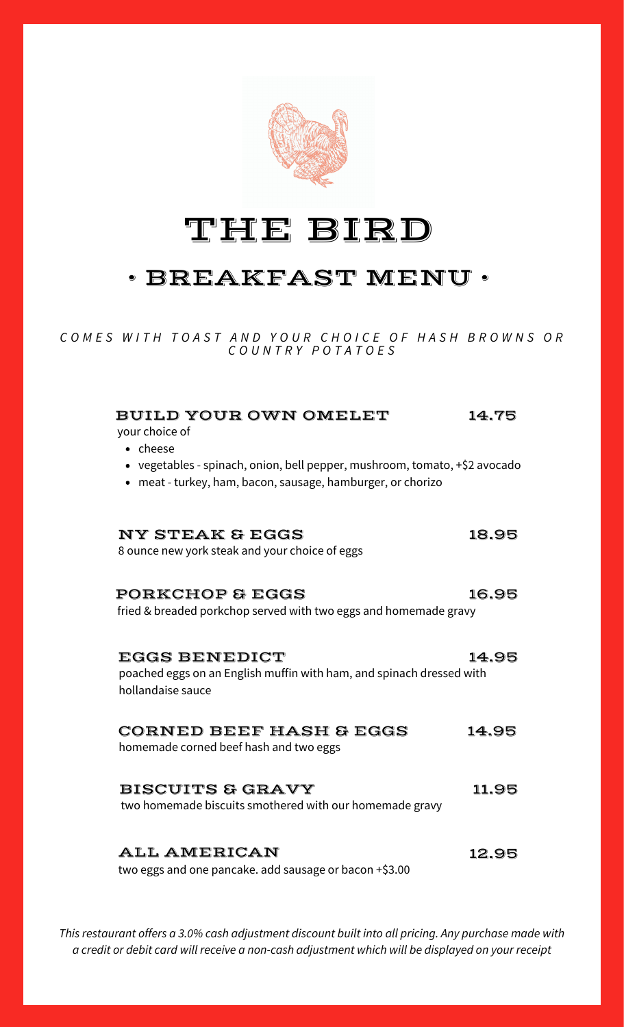# THE BIRD

## • BREAKFAST MENU •

*COMES WITH TOAST AND YOUR CHOICE OF HASH BROWNS OR COUNTRY POTATOES*

### BUILD YOUR OWN OMELET — 14.75

your choice of

- cheese
- vegetables - spinach, onion, bell pepper, mushroom, tomato, +$2 avocado
- meat - turkey, ham, bacon, sausage, hamburger, or chorizo

### NY STEAK & EGGS — 18.95

8 ounce new york steak and your choice of eggs

### PORKCHOP & EGGS — 16.95

fried & breaded porkchop served with two eggs and homemade gravy

### EGGS BENEDICT — 14.95

poached eggs on an English muffin with ham, and spinach dressed with hollandaise sauce

### CORNED BEEF HASH & EGGS — 14.95

homemade corned beef hash and two eggs

### BISCUITS & GRAVY — 11.95

two homemade biscuits smothered with our homemade gravy

### ALL AMERICAN — 12.95

two eggs and one pancake. add sausage or bacon +$3.00

*This restaurant offers a 3.0% cash adjustment discount built into all pricing. Any purchase made with a credit or debit card will receive a non-cash adjustment which will be displayed on your receipt*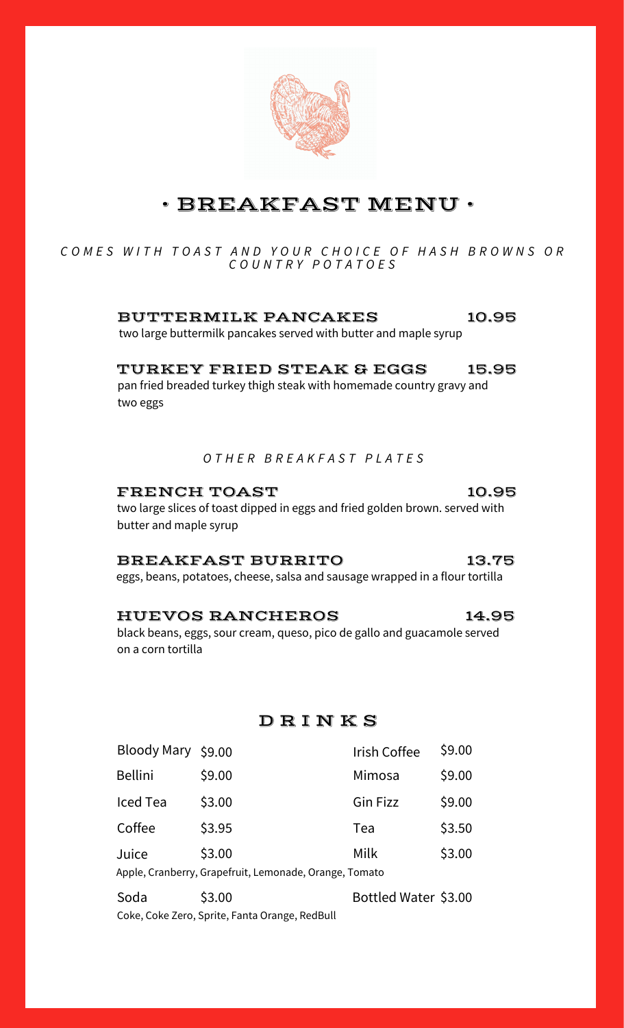# • BREAKFAST MENU •

*COMES WITH TOAST AND YOUR CHOICE OF HASH BROWNS OR COUNTRY POTATOES*

### BUTTERMILK PANCAKES 10.95

two large buttermilk pancakes served with butter and maple syrup

### TURKEY FRIED STEAK & EGGS 15.95

pan fried breaded turkey thigh steak with homemade country gravy and two eggs

*OTHER BREAKFAST PLATES*

### FRENCH TOAST 10.95

two large slices of toast dipped in eggs and fried golden brown. served with butter and maple syrup

### BREAKFAST BURRITO 13.75

eggs, beans, potatoes, cheese, salsa and sausage wrapped in a flour tortilla

### HUEVOS RANCHEROS 14.95

black beans, eggs, sour cream, queso, pico de gallo and guacamole served on a corn tortilla

## DRINKS

| | | | |
|---|---|---|---|
| Bloody Mary | $9.00 | Irish Coffee | $9.00 |
| Bellini | $9.00 | Mimosa | $9.00 |
| Iced Tea | $3.00 | Gin Fizz | $9.00 |
| Coffee | $3.95 | Tea | $3.50 |
| Juice | $3.00 | Milk | $3.00 |

Apple, Cranberry, Grapefruit, Lemonade, Orange, Tomato

| | | | |
|---|---|---|---|
| Soda | $3.00 | Bottled Water | $3.00 |

Coke, Coke Zero, Sprite, Fanta Orange, RedBull